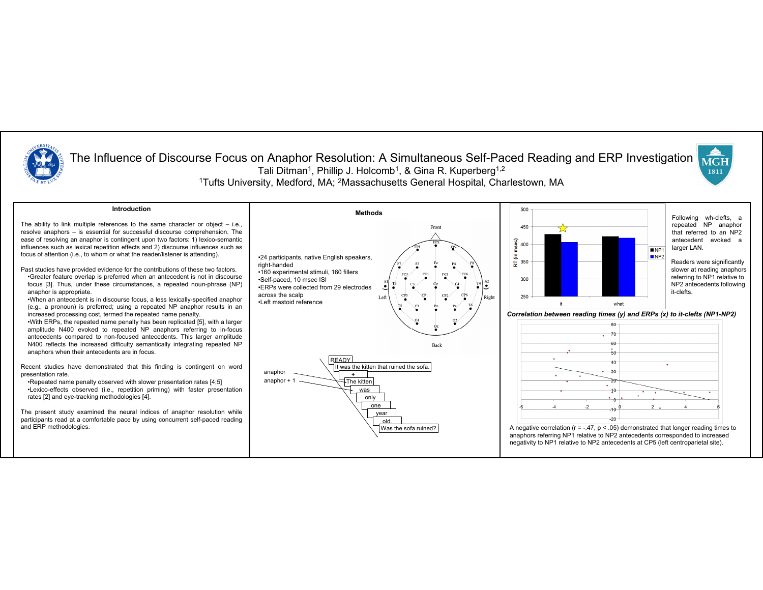# The Influence of Discourse Focus on Anaphor Resolution: A Simultaneous Self-Paced Reading and ERP Investigation

Tali Ditman[1], Phillip J. Holcomb[1], & Gina R. Kuperberg[1,2]

[1]Tufts University, Medford, MA; [2]Massachusetts General Hospital, Charlestown, MA

## Introduction

The ability to link multiple references to the same character or object – i.e., resolve anaphors – is essential for successful discourse comprehension. The ease of resolving an anaphor is contingent upon two factors: 1) lexico-semantic influences such as lexical repetition effects and 2) discourse influences such as focus of attention (i.e., to whom or what the reader/listener is attending).

Past studies have provided evidence for the contributions of these two factors.

- Greater feature overlap is preferred when an antecedent is not in discourse focus [3]. Thus, under these circumstances, a repeated noun-phrase (NP) anaphor is appropriate.
- When an antecedent is in discourse focus, a less lexically-specified anaphor (e.g., a pronoun) is preferred; using a repeated NP anaphor results in an increased processing cost, termed the repeated name penalty.
- With ERPs, the repeated name penalty has been replicated [5], with a larger amplitude N400 evoked to repeated NP anaphors referring to in-focus antecedents compared to non-focused antecedents. This larger amplitude N400 reflects the increased difficulty semantically integrating repeated NP anaphors when their antecedents are in focus.

Recent studies have demonstrated that this finding is contingent on word presentation rate.

- Repeated name penalty observed with slower presentation rates [4;5]
- Lexico-effects observed (i.e., repetition priming) with faster presentation rates [2] and eye-tracking methodologies [4].

The present study examined the neural indices of anaphor resolution while participants read at a comfortable pace by using concurrent self-paced reading and ERP methodologies.

## Methods

- 24 participants, native English speakers, right-handed
- 160 experimental stimuli, 160 fillers
- Self-paced, 10 msec ISI
- ERPs were collected from 29 electrodes across the scalp
- Left mastoid reference

Example trial: READY / It was the kitten that ruined the sofa. / + / The kitten (anaphor) / was (anaphor + 1) / only / one / year / old. / Was the sofa ruined?

## Results

Following wh-clefts, a repeated NP anaphor that referred to an NP2 antecedent evoked a larger LAN.

Readers were significantly slower at reading anaphors referring to NP1 relative to NP2 antecedents following it-clefts.

*Correlation between reading times (y) and ERPs (x) to it-clefts (NP1-NP2)*

A negative correlation ($r = -.47$, $p < .05$) demonstrated that longer reading times to anaphors referring NP1 relative to NP2 antecedents corresponded to increased negativity to NP1 relative to NP2 antecedents at CP5 (left centroparietal site).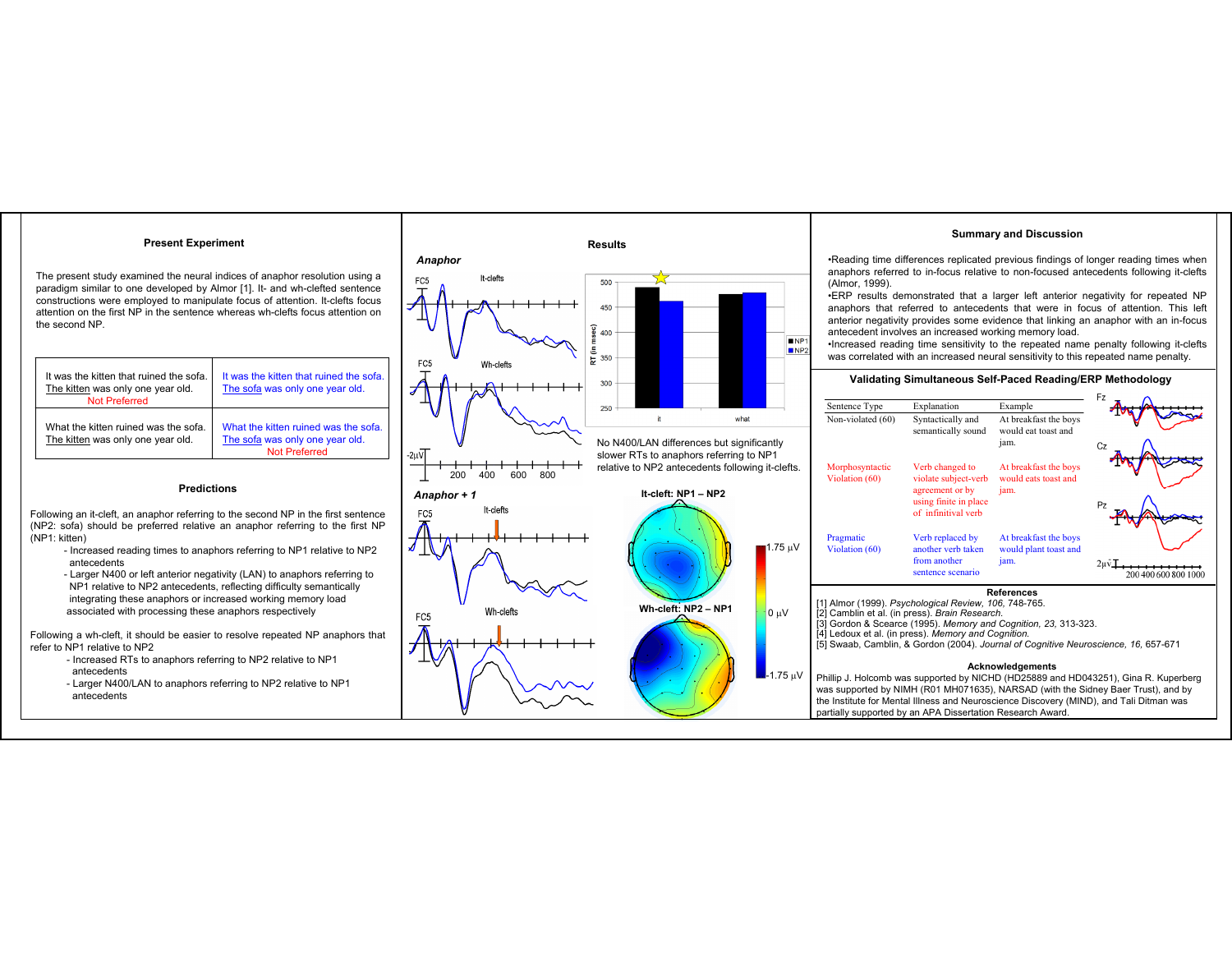## Present Experiment

The present study examined the neural indices of anaphor resolution using a paradigm similar to one developed by Almor [1]. It- and wh-clefted sentence constructions were employed to manipulate focus of attention. It-clefts focus attention on the first NP in the sentence whereas wh-clefts focus attention on the second NP.

| | |
|---|---|
| It was the kitten that ruined the sofa. The kitten was only one year old. Not Preferred | It was the kitten that ruined the sofa. The sofa was only one year old. |
| What the kitten ruined was the sofa. The kitten was only one year old. | What the kitten ruined was the sofa. The sofa was only one year old. Not Preferred |

## Predictions

Following an it-cleft, an anaphor referring to the second NP in the first sentence (NP2: sofa) should be preferred relative an anaphor referring to the first NP (NP1: kitten)

- Increased reading times to anaphors referring to NP1 relative to NP2 antecedents
- Larger N400 or left anterior negativity (LAN) to anaphors referring to NP1 relative to NP2 antecedents, reflecting difficulty semantically integrating these anaphors or increased working memory load associated with processing these anaphors respectively

Following a wh-cleft, it should be easier to resolve repeated NP anaphors that refer to NP1 relative to NP2

- Increased RTs to anaphors referring to NP2 relative to NP1 antecedents
- Larger N400/LAN to anaphors referring to NP2 relative to NP1 antecedents

## Results

*Anaphor*

FC5
It-clefts
FC5
Wh-clefts
-2µV
200 400 600 800

RT (in msec)
500
450
400
350
300
250
it
what
NP1
NP2

No N400/LAN differences but significantly slower RTs to anaphors referring to NP1 relative to NP2 antecedents following it-clefts.

*Anaphor + 1*

FC5
It-clefts
FC5
Wh-clefts

It-cleft: NP1 – NP2

Wh-cleft: NP2 – NP1

1.75 µV
0 µV
-1.75 µV

## Summary and Discussion

- Reading time differences replicated previous findings of longer reading times when anaphors referred to in-focus relative to non-focused antecedents following it-clefts (Almor, 1999).
- ERP results demonstrated that a larger left anterior negativity for repeated NP anaphors that referred to antecedents that were in focus of attention. This left anterior negativity provides some evidence that linking an anaphor with an in-focus antecedent involves an increased working memory load.
- Increased reading time sensitivity to the repeated name penalty following it-clefts was correlated with an increased neural sensitivity to this repeated name penalty.

## Validating Simultaneous Self-Paced Reading/ERP Methodology

| Sentence Type | Explanation | Example |
|---|---|---|
| Non-violated (60) | Syntactically and semantically sound | At breakfast the boys would eat toast and jam. |
| Morphosyntactic Violation (60) | Verb changed to violate subject-verb agreement or by using finite in place of infinitival verb | At breakfast the boys would eats toast and jam. |
| Pragmatic Violation (60) | Verb replaced by another verb taken from another sentence scenario | At breakfast the boys would plant toast and jam. |

Fz
Cz
Pz
2µV
200 400 600 800 1000

## References

[1] Almor (1999). *Psychological Review, 106,* 748-765.
[2] Camblin et al. (in press). *Brain Research.*
[3] Gordon & Scearce (1995). *Memory and Cognition, 23,* 313-323.
[4] Ledoux et al. (in press). *Memory and Cognition.*
[5] Swaab, Camblin, & Gordon (2004). *Journal of Cognitive Neuroscience, 16,* 657-671

## Acknowledgements

Phillip J. Holcomb was supported by NICHD (HD25889 and HD043251), Gina R. Kuperberg was supported by NIMH (R01 MH071635), NARSAD (with the Sidney Baer Trust), and by the Institute for Mental Illness and Neuroscience Discovery (MIND), and Tali Ditman was partially supported by an APA Dissertation Research Award.